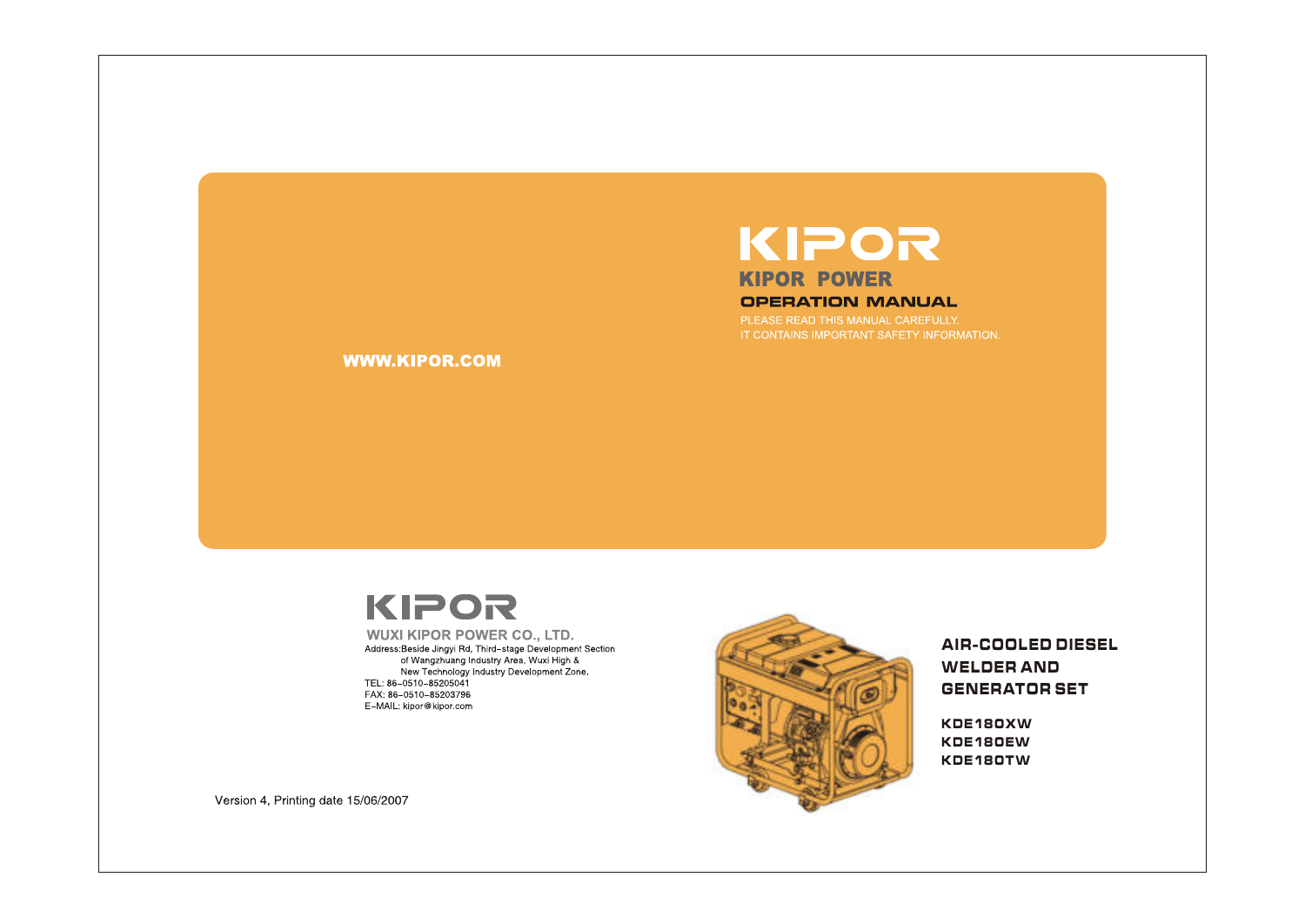# KIPOR

## KIPOR POWER

### OPERATION MANUAL

PLEASE READ THIS MANUAL CAREFULLY.
IT CONTAINS IMPORTANT SAFETY INFORMATION.

**WWW.KIPOR.COM**

**KIPOR**

**WUXI KIPOR POWER CO., LTD.**

Address:Beside Jingyi Rd, Third-stage Development Section of Wangzhuang Industry Area, Wuxi High & New Technology Industry Development Zone.
TEL: 86-0510-85205041
FAX: 86-0510-85203796
E-MAIL: kipor@kipor.com

## AIR-COOLED DIESEL WELDER AND GENERATOR SET

**KDE180XW**
**KDE180EW**
**KDE180TW**

Version 4, Printing date 15/06/2007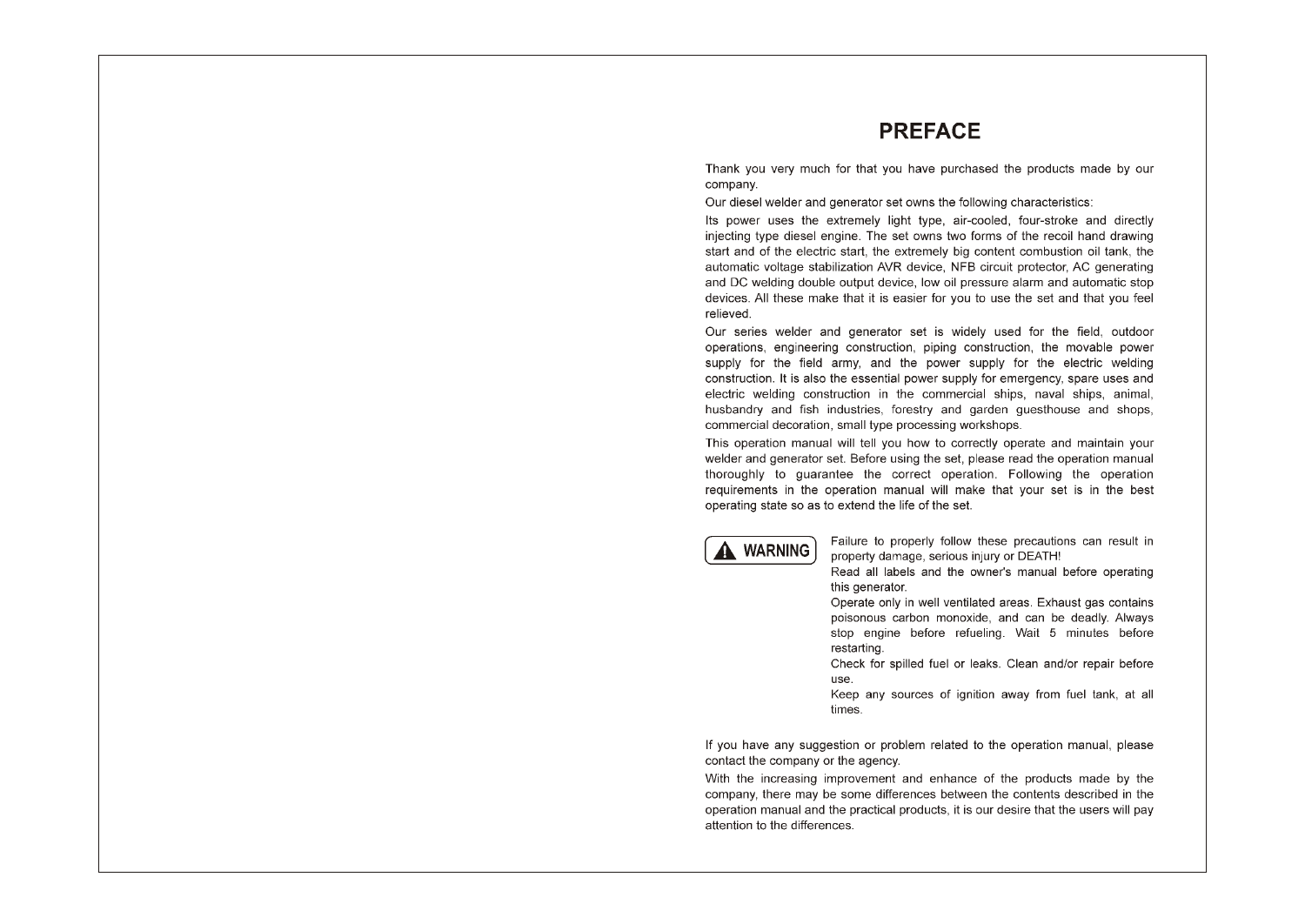# PREFACE

Thank you very much for that you have purchased the products made by our company.

Our diesel welder and generator set owns the following characteristics:

Its power uses the extremely light type, air-cooled, four-stroke and directly injecting type diesel engine. The set owns two forms of the recoil hand drawing start and of the electric start, the extremely big content combustion oil tank, the automatic voltage stabilization AVR device, NFB circuit protector, AC generating and DC welding double output device, low oil pressure alarm and automatic stop devices. All these make that it is easier for you to use the set and that you feel relieved.

Our series welder and generator set is widely used for the field, outdoor operations, engineering construction, piping construction, the movable power supply for the field army, and the power supply for the electric welding construction. It is also the essential power supply for emergency, spare uses and electric welding construction in the commercial ships, naval ships, animal, husbandry and fish industries, forestry and garden guesthouse and shops, commercial decoration, small type processing workshops.

This operation manual will tell you how to correctly operate and maintain your welder and generator set. Before using the set, please read the operation manual thoroughly to guarantee the correct operation. Following the operation requirements in the operation manual will make that your set is in the best operating state so as to extend the life of the set.

**⚠ WARNING**

Failure to properly follow these precautions can result in property damage, serious injury or DEATH!

Read all labels and the owner's manual before operating this generator.

Operate only in well ventilated areas. Exhaust gas contains poisonous carbon monoxide, and can be deadly. Always stop engine before refueling. Wait 5 minutes before restarting.

Check for spilled fuel or leaks. Clean and/or repair before use.

Keep any sources of ignition away from fuel tank, at all times.

If you have any suggestion or problem related to the operation manual, please contact the company or the agency.

With the increasing improvement and enhance of the products made by the company, there may be some differences between the contents described in the operation manual and the practical products, it is our desire that the users will pay attention to the differences.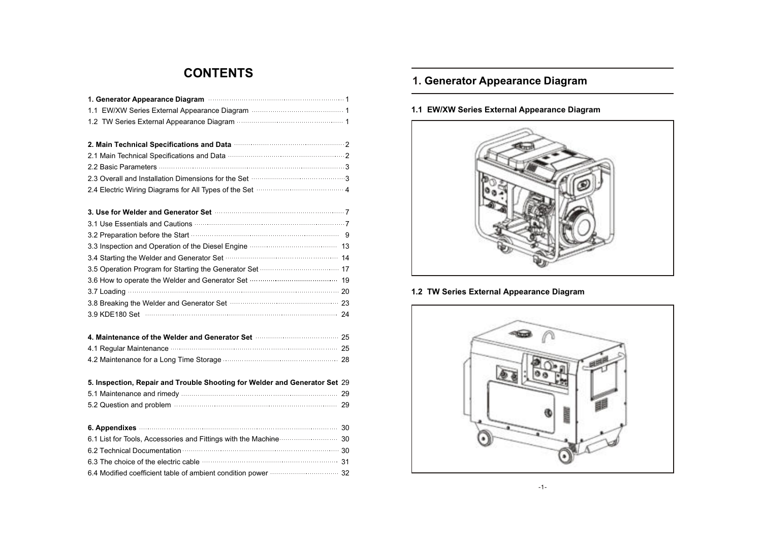# CONTENTS

| | |
|---|---|
| **1. Generator Appearance Diagram** | 1 |
| 1.1 EW/XW Series External Appearance Diagram | 1 |
| 1.2 TW Series External Appearance Diagram | 1 |
| **2. Main Technical Specifications and Data** | 2 |
| 2.1 Main Technical Specifications and Data | 2 |
| 2.2 Basic Parameters | 3 |
| 2.3 Overall and Installation Dimensions for the Set | 3 |
| 2.4 Electric Wiring Diagrams for All Types of the Set | 4 |
| **3. Use for Welder and Generator Set** | 7 |
| 3.1 Use Essentials and Cautions | 7 |
| 3.2 Preparation before the Start | 9 |
| 3.3 Inspection and Operation of the Diesel Engine | 13 |
| 3.4 Starting the Welder and Generator Set | 14 |
| 3.5 Operation Program for Starting the Generator Set | 17 |
| 3.6 How to operate the Welder and Generator Set | 19 |
| 3.7 Loading | 20 |
| 3.8 Breaking the Welder and Generator Set | 23 |
| 3.9 KDE180 Set | 24 |
| **4. Maintenance of the Welder and Generator Set** | 25 |
| 4.1 Regular Maintenance | 25 |
| 4.2 Maintenance for a Long Time Storage | 28 |
| **5. Inspection, Repair and Trouble Shooting for Welder and Generator Set** | 29 |
| 5.1 Maintenance and rimedy | 29 |
| 5.2 Question and problem | 29 |
| **6. Appendixes** | 30 |
| 6.1 List for Tools, Accessories and Fittings with the Machine | 30 |
| 6.2 Technical Documentation | 30 |
| 6.3 The choice of the electric cable | 31 |
| 6.4 Modified coefficient table of ambient condition power | 32 |

# 1. Generator Appearance Diagram

## 1.1 EW/XW Series External Appearance Diagram

## 1.2 TW Series External Appearance Diagram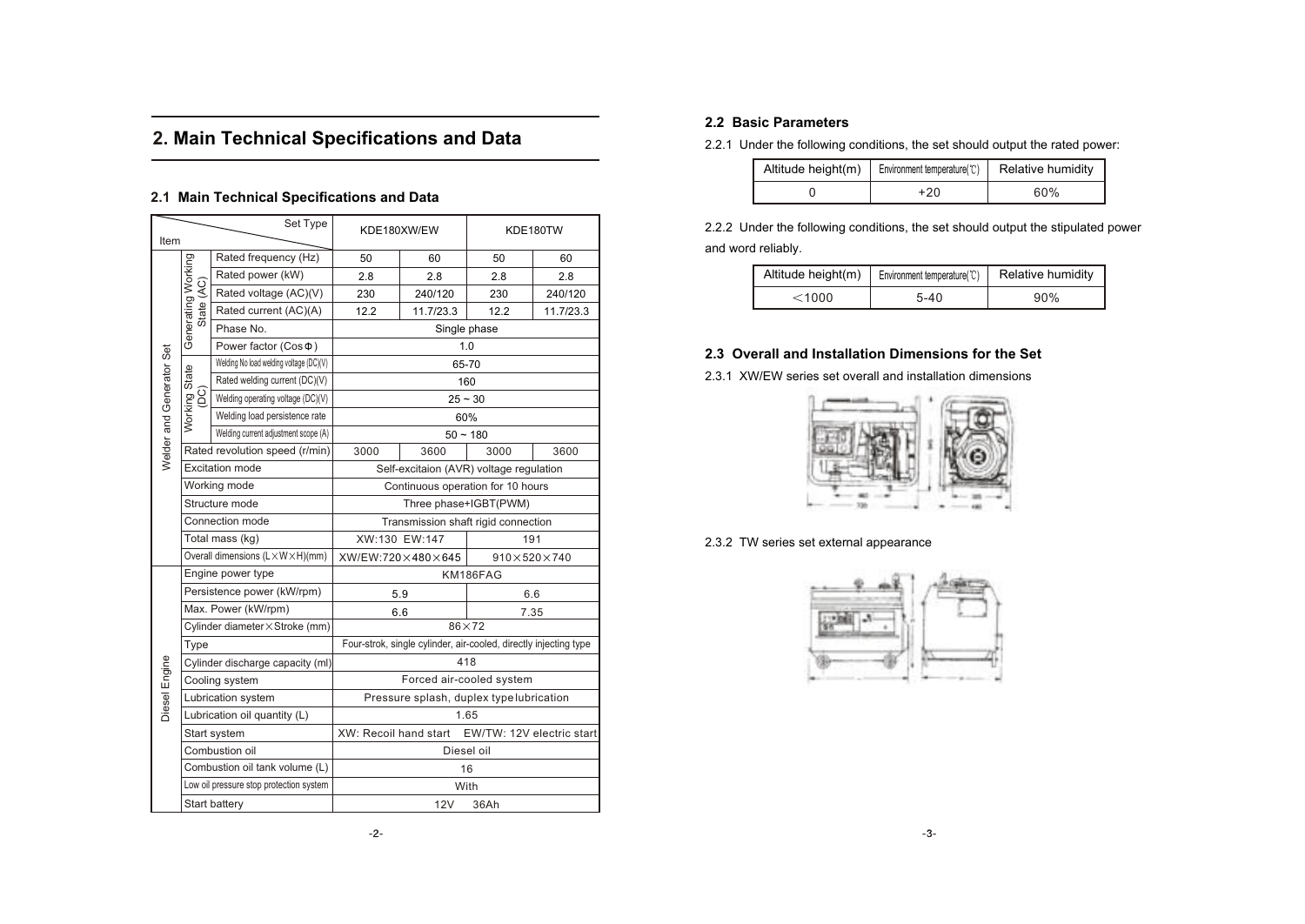# 2. Main Technical Specifications and Data

## 2.1 Main Technical Specifications and Data

| Item | | Set Type | KDE180XW/EW | | KDE180TW | |
|---|---|---|---|---|---|---|
| Welder and Generator Set | Generating Working State (AC) | Rated frequency (Hz) | 50 | 60 | 50 | 60 |
| | | Rated power (kW) | 2.8 | 2.8 | 2.8 | 2.8 |
| | | Rated voltage (AC)(V) | 230 | 240/120 | 230 | 240/120 |
| | | Rated current (AC)(A) | 12.2 | 11.7/23.3 | 12.2 | 11.7/23.3 |
| | | Phase No. | Single phase | | | |
| | | Power factor (CosΦ) | 1.0 | | | |
| | Working State (DC) | Welding No load welding voltage (DC)(V) | 65-70 | | | |
| | | Rated welding current (DC)(V) | 160 | | | |
| | | Welding operating voltage (DC)(V) | 25 ~ 30 | | | |
| | | Welding load persistence rate | 60% | | | |
| | | Welding current adjustment scope (A) | 50 ~ 180 | | | |
| | Rated revolution speed (r/min) | | 3000 | 3600 | 3000 | 3600 |
| | Excitation mode | | Self-excitaion (AVR) voltage regulation | | | |
| | Working mode | | Continuous operation for 10 hours | | | |
| | Structure mode | | Three phase+IGBT(PWM) | | | |
| | Connection mode | | Transmission shaft rigid connection | | | |
| | Total mass (kg) | | XW:130 EW:147 | | 191 | |
| | Overall dimensions (L×W×H)(mm) | | XW/EW:720×480×645 | | 910×520×740 | |
| Diesel Engine | Engine power type | | KM186FAG | | | |
| | Persistence power (kW/rpm) | | 5.9 | | 6.6 | |
| | Max. Power (kW/rpm) | | 6.6 | | 7.35 | |
| | Cylinder diameter×Stroke (mm) | | 86×72 | | | |
| | Type | | Four-strok, single cylinder, air-cooled, directly injecting type | | | |
| | Cylinder discharge capacity (ml) | | 418 | | | |
| | Cooling system | | Forced air-cooled system | | | |
| | Lubrication system | | Pressure splash, duplex type lubrication | | | |
| | Lubrication oil quantity (L) | | 1.65 | | | |
| | Start system | | XW: Recoil hand start | | EW/TW: 12V electric start | |
| | Combustion oil | | Diesel oil | | | |
| | Combustion oil tank volume (L) | | 16 | | | |
| | Low oil pressure stop protection system | | With | | | |
| | Start battery | | 12V 36Ah | | | |

## 2.2 Basic Parameters

2.2.1 Under the following conditions, the set should output the rated power:

| Altitude height(m) | Environment temperature(℃) | Relative humidity |
|---|---|---|
| 0 | +20 | 60% |

2.2.2 Under the following conditions, the set should output the stipulated power and word reliably.

| Altitude height(m) | Environment temperature(℃) | Relative humidity |
|---|---|---|
| <1000 | 5-40 | 90% |

## 2.3 Overall and Installation Dimensions for the Set

2.3.1 XW/EW series set overall and installation dimensions

2.3.2 TW series set external appearance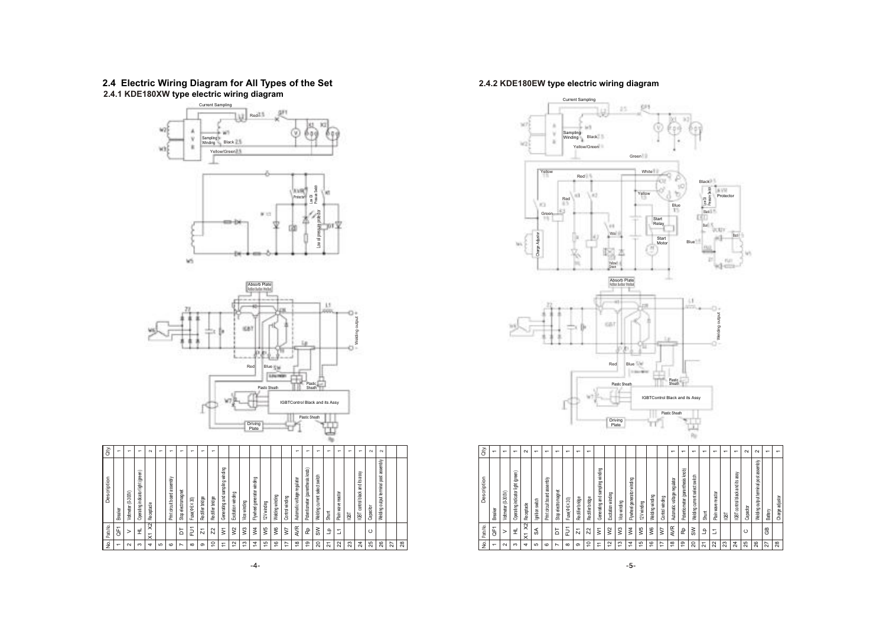## 2.4 Electric Wiring Diagram for All Types of the Set

### 2.4.1 KDE180XW type electric wiring diagram

| No. | Parts No. | Description | Qty |
|---|---|---|---|
| 1 | QF1 | Breaker | 1 |
| 2 | V | Voltmeter (0-300V) | 1 |
| 3 | HL | Operating indicator light (green) | 1 |
| 4 | X1 X2 | Receptacle | 2 |
| 5 | | | 1 |
| 6 | | Print circuit board assembly | 1 |
| 7 | DT | Stop electromagnet | 1 |
| 8 | FU1 | Fuse (Φ6 X 30) | 1 |
| 9 | Z1 | Rectifier bridge | 1 |
| 10 | Z2 | Rectifier bridge | 1 |
| 11 | W1 | Generating and sampling winding | |
| 12 | W2 | Excitation winding | |
| 13 | W3 | Vice winding | |
| 14 | W4 | Flywheel generator winding | |
| 15 | W5 | 12V winding | |
| 16 | W6 | Welding winding | |
| 17 | W7 | Control winding | |
| 18 | AVR | Automatic voltage regulator | 1 |
| 19 | Rp | Potentiometer (parenthesis knob) | 1 |
| 20 | SW | Welding current select switch | 1 |
| 21 | Lp | Shunt | 1 |
| 22 | L1 | Plain wave reactor | 1 |
| 23 | | IGBT | 1 |
| 24 | | IGBT control black and its assy | 1 |
| 25 | C | Capacitor | 2 |
| 26 | | Welding output terminal post assembly | 2 |
| 27 | | | |
| 28 | | | |

### 2.4.2 KDE180EW type electric wiring diagram

| No. | Parts No. | Description | Qty |
|---|---|---|---|
| 1 | QF1 | Breaker | 1 |
| 2 | V | Voltmeter (0-300V) | 1 |
| 3 | HL | Operating indicator light (green) | 1 |
| 4 | X1 X2 | Receptacle | 2 |
| 5 | SA | Ignition switch | 1 |
| 6 | | Print circuit board assembly | 1 |
| 7 | DT | Stop electromagnet | 1 |
| 8 | FU1 | Fuse (Φ6 X 30) | 1 |
| 9 | Z1 | Rectifier bridge | 1 |
| 10 | Z2 | Rectifier bridge | 1 |
| 11 | W1 | Generating and sampling winding | |
| 12 | W2 | Excitation winding | |
| 13 | W3 | Vice winding | |
| 14 | W4 | Flywheel generator winding | |
| 15 | W5 | 12V winding | |
| 16 | W6 | Welding winding | |
| 17 | W7 | Control winding | |
| 18 | AVR | Automatic voltage regulator | 1 |
| 19 | Rp | Potentiometer (parenthesis knob) | 1 |
| 20 | SW | Welding current select switch | 1 |
| 21 | Lp | Shunt | 1 |
| 22 | L1 | Plain wave reactor | 1 |
| 23 | | IGBT | 1 |
| 24 | | IGBT control black and its assy | 1 |
| 25 | C | Capacitor | 2 |
| 26 | | Welding output terminal post assembly | 2 |
| 27 | GB | Battery | 1 |
| 28 | | Charge adjustor | 1 |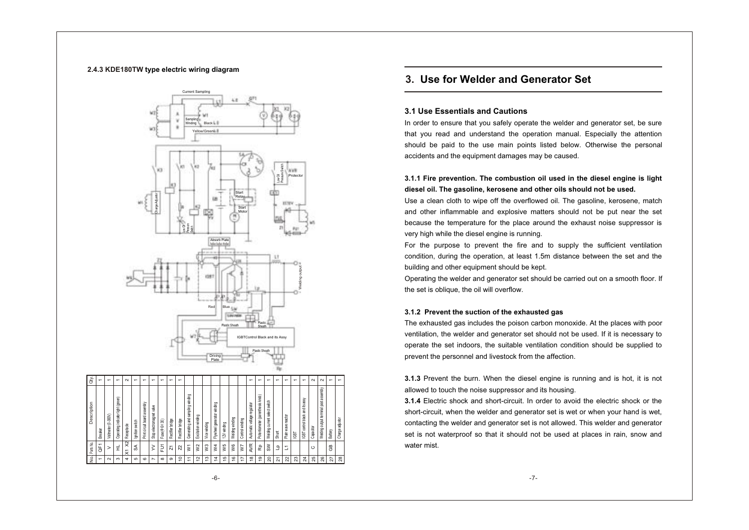### 2.4.3 KDE180TW type electric wiring diagram

| No. | Parts No. | Description | Qty. |
|---|---|---|---|
| 1 | QF1 | Breaker | 1 |
| 2 | V | Voltmeter (0-300V) | 1 |
| 3 | HL | Operating indicator light (green) | 1 |
| 4 | X1 X2 | Receptacle | 2 |
| 5 | SA | Ignition switch | 1 |
| 6 | | Print circuit board assembly | 1 |
| 7 | YV | Stop electromagnet valve | 1 |
| 8 | FU1 | Fuse(Φ 6X 30) | 1 |
| 9 | Z1 | Rectifier bridge | 1 |
| 10 | Z2 | Rectifier bridge | 1 |
| 11 | W1 | Generating and sampling winding | |
| 12 | W2 | Excitation winding | |
| 13 | W3 | Vice winding | |
| 14 | W4 | Flywheel generator winding | |
| 15 | W5 | 12V winding | |
| 16 | W6 | Welding winding | |
| 17 | W7 | Control winding | |
| 18 | AVR | Automatic voltage regulator | 1 |
| 19 | Rp | Potentiometer (parenthesis knob) | 1 |
| 20 | SW | Welding current select switch | 1 |
| 21 | Lp | Shunt | 1 |
| 22 | L1 | Plain wave reactor | 1 |
| 23 | | IGBT | 1 |
| 24 | | IGBT control black and its assy | 1 |
| 25 | C | Capacitor | 2 |
| 26 | | Welding output terminal post assembly | 2 |
| 27 | GB | Battery | 1 |
| 28 | | Charge adjustor | 1 |

## 3. Use for Welder and Generator Set

### 3.1 Use Essentials and Cautions

In order to ensure that you safely operate the welder and generator set, be sure that you read and understand the operation manual. Especially the attention should be paid to the use main points listed below. Otherwise the personal accidents and the equipment damages may be caused.

#### 3.1.1 Fire prevention. The combustion oil used in the diesel engine is light diesel oil. The gasoline, kerosene and other oils should not be used.

Use a clean cloth to wipe off the overflowed oil. The gasoline, kerosene, match and other inflammable and explosive matters should not be put near the set because the temperature for the place around the exhaust noise suppressor is very high while the diesel engine is running.

For the purpose to prevent the fire and to supply the sufficient ventilation condition, during the operation, at least 1.5m distance between the set and the building and other equipment should be kept.

Operating the welder and generator set should be carried out on a smooth floor. If the set is oblique, the oil will overflow.

#### 3.1.2 Prevent the suction of the exhausted gas

The exhausted gas includes the poison carbon monoxide. At the places with poor ventilation, the welder and generator set should not be used. If it is necessary to operate the set indoors, the suitable ventilation condition should be supplied to prevent the personnel and livestock from the affection.

**3.1.3** Prevent the burn. When the diesel engine is running and is hot, it is not allowed to touch the noise suppressor and its housing.

**3.1.4** Electric shock and short-circuit. In order to avoid the electric shock or the short-circuit, when the welder and generator set is wet or when your hand is wet, contacting the welder and generator set is not allowed. This welder and generator set is not waterproof so that it should not be used at places in rain, snow and water mist.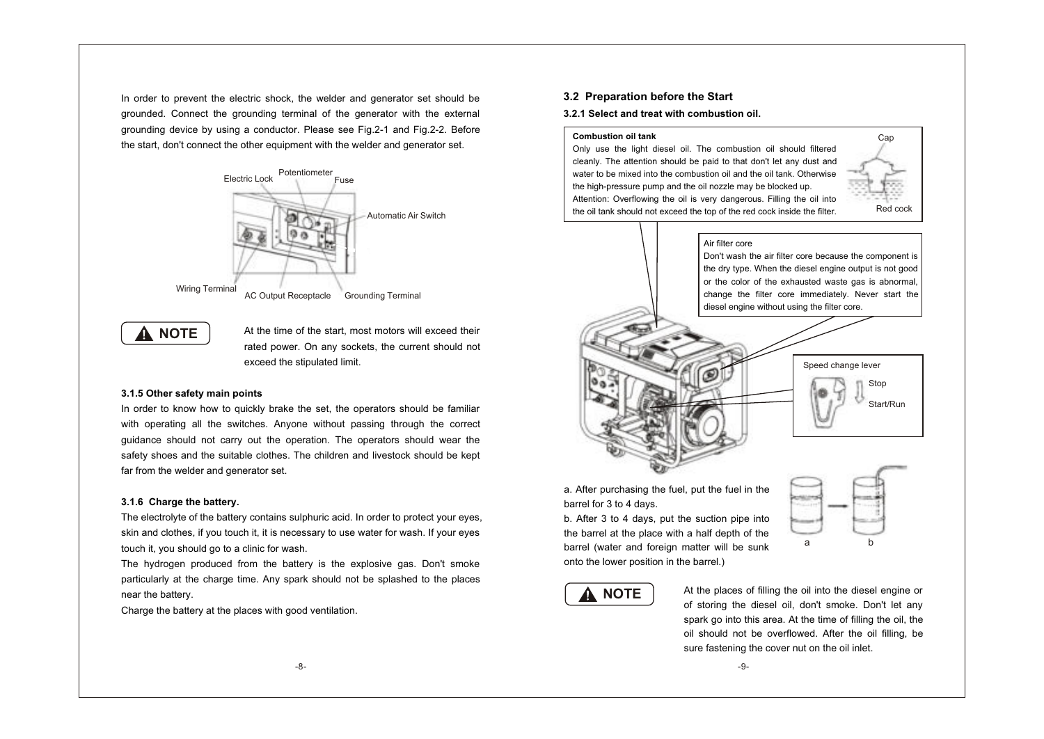In order to prevent the electric shock, the welder and generator set should be grounded. Connect the grounding terminal of the generator with the external grounding device by using a conductor. Please see Fig.2-1 and Fig.2-2. Before the start, don't connect the other equipment with the welder and generator set.

Electric Lock, Potentiometer, Fuse, Automatic Air Switch, Wiring Terminal, AC Output Receptacle, Grounding Terminal

**NOTE** At the time of the start, most motors will exceed their rated power. On any sockets, the current should not exceed the stipulated limit.

### 3.1.5 Other safety main points

In order to know how to quickly brake the set, the operators should be familiar with operating all the switches. Anyone without passing through the correct guidance should not carry out the operation. The operators should wear the safety shoes and the suitable clothes. The children and livestock should be kept far from the welder and generator set.

### 3.1.6 Charge the battery.

The electrolyte of the battery contains sulphuric acid. In order to protect your eyes, skin and clothes, if you touch it, it is necessary to use water for wash. If your eyes touch it, you should go to a clinic for wash.

The hydrogen produced from the battery is the explosive gas. Don't smoke particularly at the charge time. Any spark should not be splashed to the places near the battery.

Charge the battery at the places with good ventilation.

## 3.2 Preparation before the Start

### 3.2.1 Select and treat with combustion oil.

**Combustion oil tank**

Only use the light diesel oil. The combustion oil should filtered cleanly. The attention should be paid to that don't let any dust and water to be mixed into the combustion oil and the oil tank. Otherwise the high-pressure pump and the oil nozzle may be blocked up.

Attention: Overflowing the oil is very dangerous. Filling the oil into the oil tank should not exceed the top of the red cock inside the filter.

Cap

Red cock

Air filter core

Don't wash the air filter core because the component is the dry type. When the diesel engine output is not good or the color of the exhausted waste gas is abnormal, change the filter core immediately. Never start the diesel engine without using the filter core.

Speed change lever

Stop

Start/Run

a. After purchasing the fuel, put the fuel in the barrel for 3 to 4 days.

b. After 3 to 4 days, put the suction pipe into the barrel at the place with a half depth of the barrel (water and foreign matter will be sunk onto the lower position in the barrel.)

a b

**NOTE** At the places of filling the oil into the diesel engine or of storing the diesel oil, don't smoke. Don't let any spark go into this area. At the time of filling the oil, the oil should not be overflowed. After the oil filling, be sure fastening the cover nut on the oil inlet.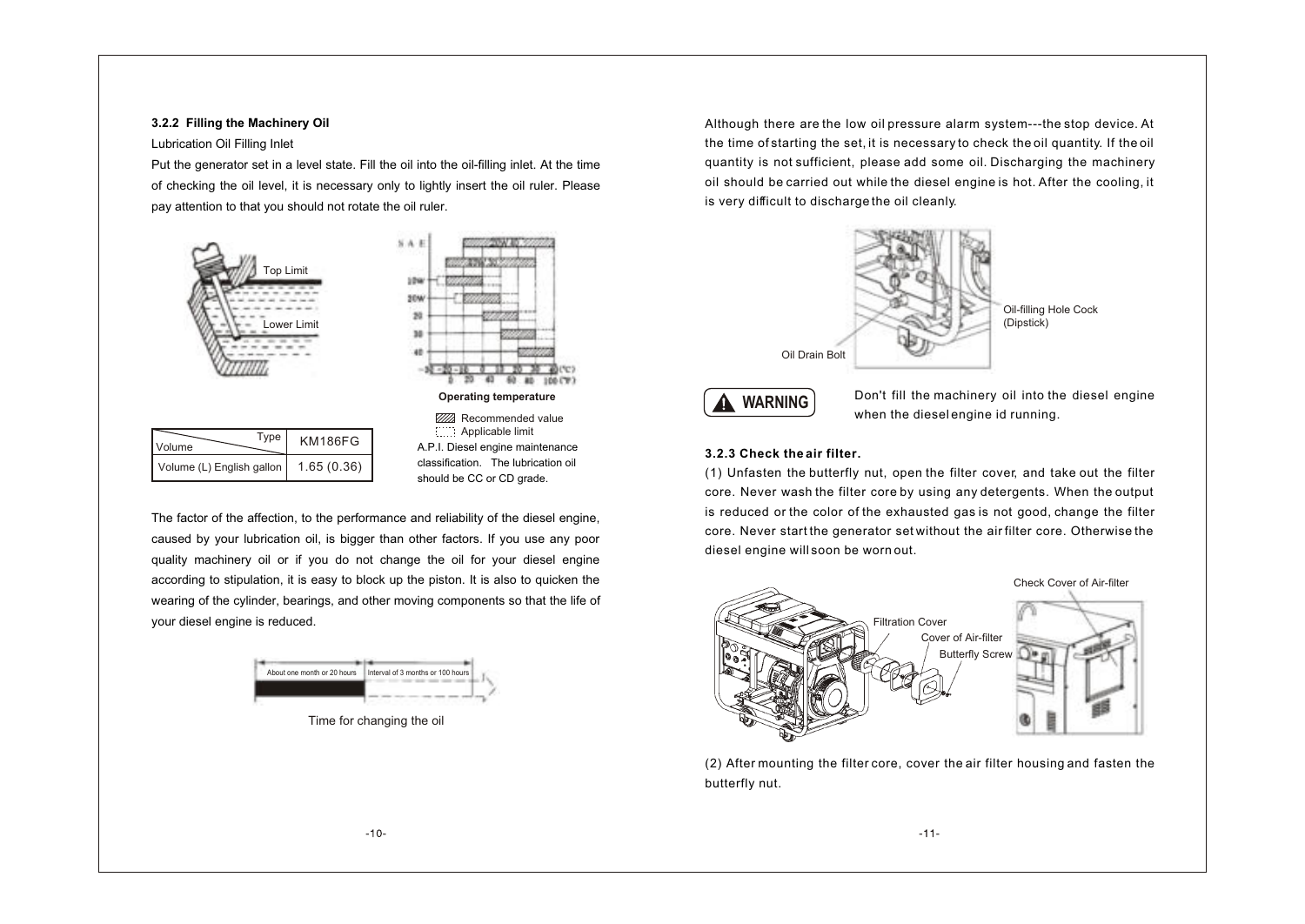### 3.2.2 Filling the Machinery Oil

Lubrication Oil Filling Inlet

Put the generator set in a level state. Fill the oil into the oil-filling inlet. At the time of checking the oil level, it is necessary only to lightly insert the oil ruler. Please pay attention to that you should not rotate the oil ruler.

Top Limit

Lower Limit

**Operating temperature**

Recommended value

Applicable limit

A.P.I. Diesel engine maintenance classification. The lubrication oil should be CC or CD grade.

| Volume \ Type | KM186FG |
|---|---|
| Volume (L) English gallon | 1.65 (0.36) |

The factor of the affection, to the performance and reliability of the diesel engine, caused by your lubrication oil, is bigger than other factors. If you use any poor quality machinery oil or if you do not change the oil for your diesel engine according to stipulation, it is easy to block up the piston. It is also to quicken the wearing of the cylinder, bearings, and other moving components so that the life of your diesel engine is reduced.

About one month or 20 hours | Interval of 3 months or 100 hours

Time for changing the oil

Although there are the low oil pressure alarm system---the stop device. At the time of starting the set, it is necessary to check the oil quantity. If the oil quantity is not sufficient, please add some oil. Discharging the machinery oil should be carried out while the diesel engine is hot. After the cooling, it is very difficult to discharge the oil cleanly.

Oil-filling Hole Cock (Dipstick)

Oil Drain Bolt

**WARNING**

Don't fill the machinery oil into the diesel engine when the diesel engine id running.

### 3.2.3 Check the air filter.

(1) Unfasten the butterfly nut, open the filter cover, and take out the filter core. Never wash the filter core by using any detergents. When the output is reduced or the color of the exhausted gas is not good, change the filter core. Never start the generator set without the air filter core. Otherwise the diesel engine will soon be worn out.

Check Cover of Air-filter

Filtration Cover

Cover of Air-filter

Butterfly Screw

(2) After mounting the filter core, cover the air filter housing and fasten the butterfly nut.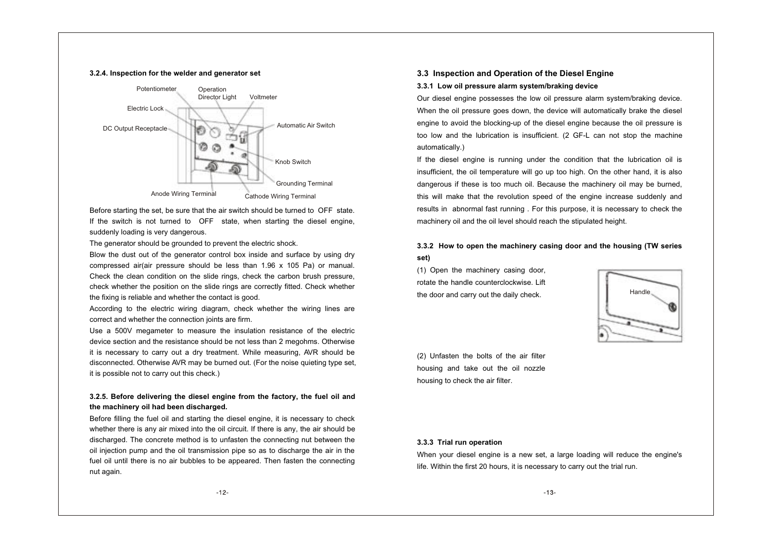### 3.2.4. Inspection for the welder and generator set

Before starting the set, be sure that the air switch should be turned to OFF state. If the switch is not turned to OFF state, when starting the diesel engine, suddenly loading is very dangerous.

The generator should be grounded to prevent the electric shock.

Blow the dust out of the generator control box inside and surface by using dry compressed air(air pressure should be less than 1.96 x 105 Pa) or manual. Check the clean condition on the slide rings, check the carbon brush pressure, check whether the position on the slide rings are correctly fitted. Check whether the fixing is reliable and whether the contact is good.

According to the electric wiring diagram, check whether the wiring lines are correct and whether the connection joints are firm.

Use a 500V megameter to measure the insulation resistance of the electric device section and the resistance should be not less than 2 megohms. Otherwise it is necessary to carry out a dry treatment. While measuring, AVR should be disconnected. Otherwise AVR may be burned out. (For the noise quieting type set, it is possible not to carry out this check.)

### 3.2.5. Before delivering the diesel engine from the factory, the fuel oil and the machinery oil had been discharged.

Before filling the fuel oil and starting the diesel engine, it is necessary to check whether there is any air mixed into the oil circuit. If there is any, the air should be discharged. The concrete method is to unfasten the connecting nut between the oil injection pump and the oil transmission pipe so as to discharge the air in the fuel oil until there is no air bubbles to be appeared. Then fasten the connecting nut again.

## 3.3 Inspection and Operation of the Diesel Engine

### 3.3.1 Low oil pressure alarm system/braking device

Our diesel engine possesses the low oil pressure alarm system/braking device. When the oil pressure goes down, the device will automatically brake the diesel engine to avoid the blocking-up of the diesel engine because the oil pressure is too low and the lubrication is insufficient. (2 GF-L can not stop the machine automatically.)

If the diesel engine is running under the condition that the lubrication oil is insufficient, the oil temperature will go up too high. On the other hand, it is also dangerous if these is too much oil. Because the machinery oil may be burned, this will make that the revolution speed of the engine increase suddenly and results in abnormal fast running . For this purpose, it is necessary to check the machinery oil and the oil level should reach the stipulated height.

### 3.3.2 How to open the machinery casing door and the housing (TW series set)

(1) Open the machinery casing door, rotate the handle counterclockwise. Lift the door and carry out the daily check.

(2) Unfasten the bolts of the air filter housing and take out the oil nozzle housing to check the air filter.

### 3.3.3 Trial run operation

When your diesel engine is a new set, a large loading will reduce the engine's life. Within the first 20 hours, it is necessary to carry out the trial run.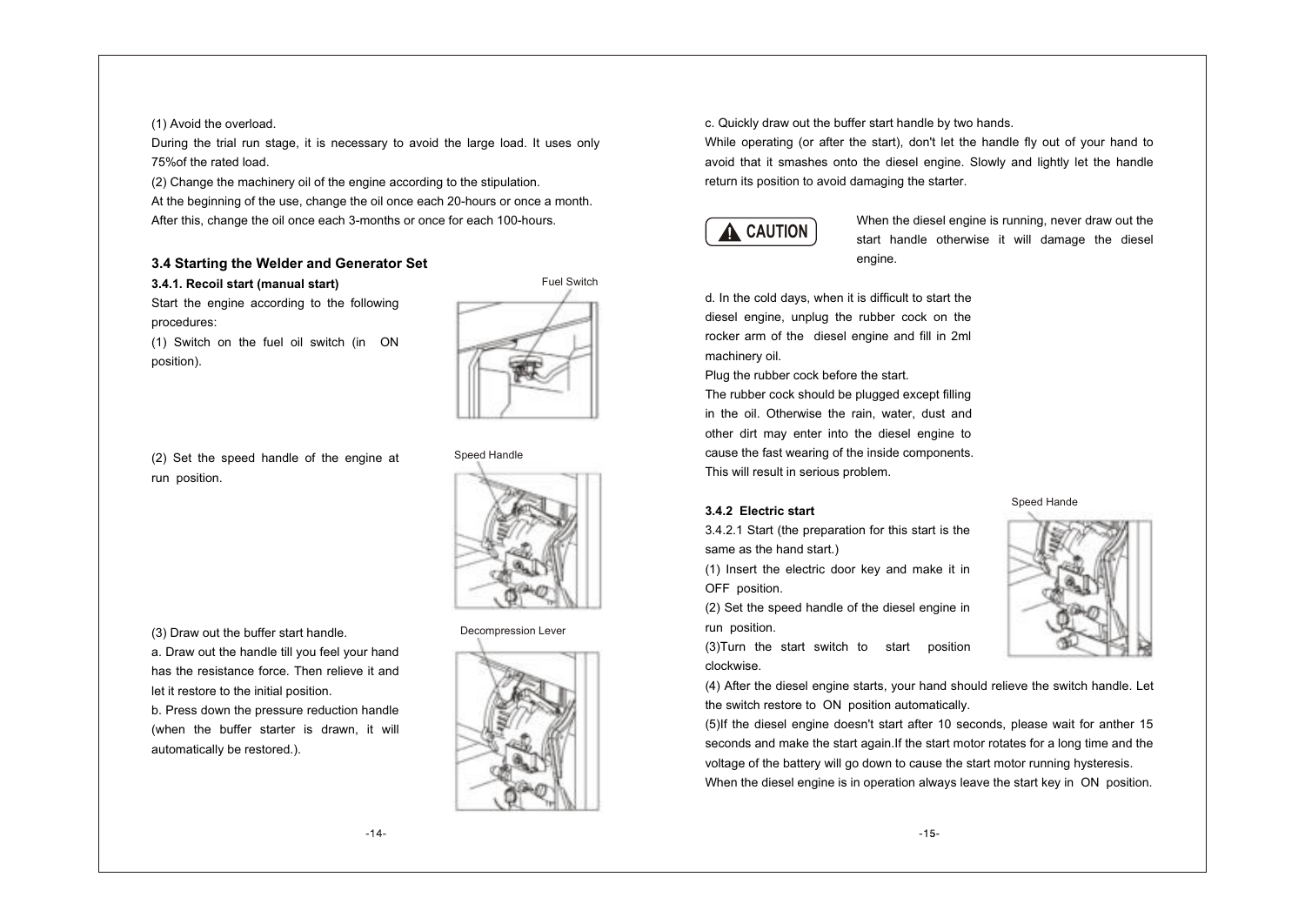(1) Avoid the overload.

During the trial run stage, it is necessary to avoid the large load. It uses only 75%of the rated load.

(2) Change the machinery oil of the engine according to the stipulation.

At the beginning of the use, change the oil once each 20-hours or once a month. After this, change the oil once each 3-months or once for each 100-hours.

### 3.4 Starting the Welder and Generator Set

**3.4.1. Recoil start (manual start)**

Start the engine according to the following procedures:

(1) Switch on the fuel oil switch (in ON position).

Fuel Switch

(2) Set the speed handle of the engine at run position.

Speed Handle

(3) Draw out the buffer start handle.

a. Draw out the handle till you feel your hand has the resistance force. Then relieve it and let it restore to the initial position.

b. Press down the pressure reduction handle (when the buffer starter is drawn, it will automatically be restored.).

Decompression Lever

c. Quickly draw out the buffer start handle by two hands.

While operating (or after the start), don't let the handle fly out of your hand to avoid that it smashes onto the diesel engine. Slowly and lightly let the handle return its position to avoid damaging the starter.

**⚠ CAUTION** When the diesel engine is running, never draw out the start handle otherwise it will damage the diesel engine.

d. In the cold days, when it is difficult to start the diesel engine, unplug the rubber cock on the rocker arm of the diesel engine and fill in 2ml machinery oil.

Plug the rubber cock before the start.

The rubber cock should be plugged except filling in the oil. Otherwise the rain, water, dust and other dirt may enter into the diesel engine to cause the fast wearing of the inside components. This will result in serious problem.

**3.4.2 Electric start**

Speed Hande

3.4.2.1 Start (the preparation for this start is the same as the hand start.)

(1) Insert the electric door key and make it in OFF position.

(2) Set the speed handle of the diesel engine in run position.

(3)Turn the start switch to start position clockwise.

(4) After the diesel engine starts, your hand should relieve the switch handle. Let the switch restore to ON position automatically.

(5)If the diesel engine doesn't start after 10 seconds, please wait for anther 15 seconds and make the start again.If the start motor rotates for a long time and the voltage of the battery will go down to cause the start motor running hysteresis.

When the diesel engine is in operation always leave the start key in ON position.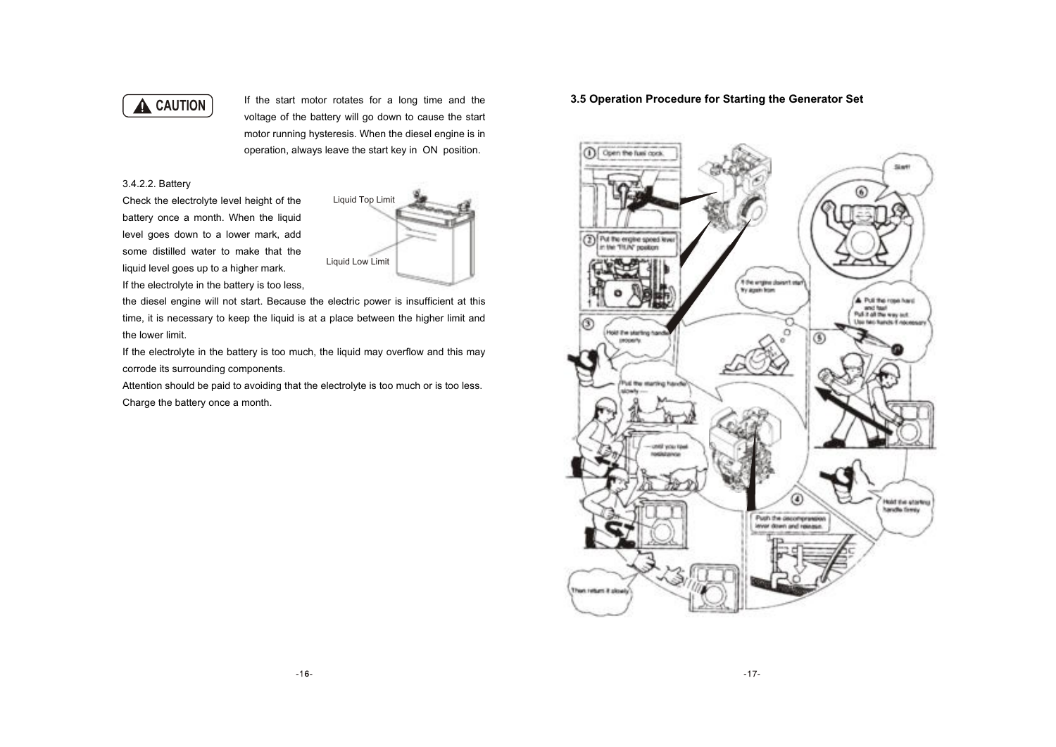**CAUTION**

If the start motor rotates for a long time and the voltage of the battery will go down to cause the start motor running hysteresis. When the diesel engine is in operation, always leave the start key in ON position.

3.4.2.2. Battery

Check the electrolyte level height of the battery once a month. When the liquid level goes down to a lower mark, add some distilled water to make that the liquid level goes up to a higher mark.

Liquid Top Limit

Liquid Low Limit

If the electrolyte in the battery is too less, the diesel engine will not start. Because the electric power is insufficient at this time, it is necessary to keep the liquid is at a place between the higher limit and the lower limit.

If the electrolyte in the battery is too much, the liquid may overflow and this may corrode its surrounding components.

Attention should be paid to avoiding that the electrolyte is too much or is too less.

Charge the battery once a month.

### 3.5 Operation Procedure for Starting the Generator Set

① Open the fuel cock.

② Put the engine speed lever in the "RUN" position

③ Hold the starting handle properly.

Pull the starting handle slowly ...

... until you feel resistance

Then return it slowly

④ Push the decompression lever down and release.

Hold the starting handle firmly

⑤ Pull the rope hard and fast! Pull it all the way out. Use two hands if necessary

⑥ Start!

If the engine doesn't start try again from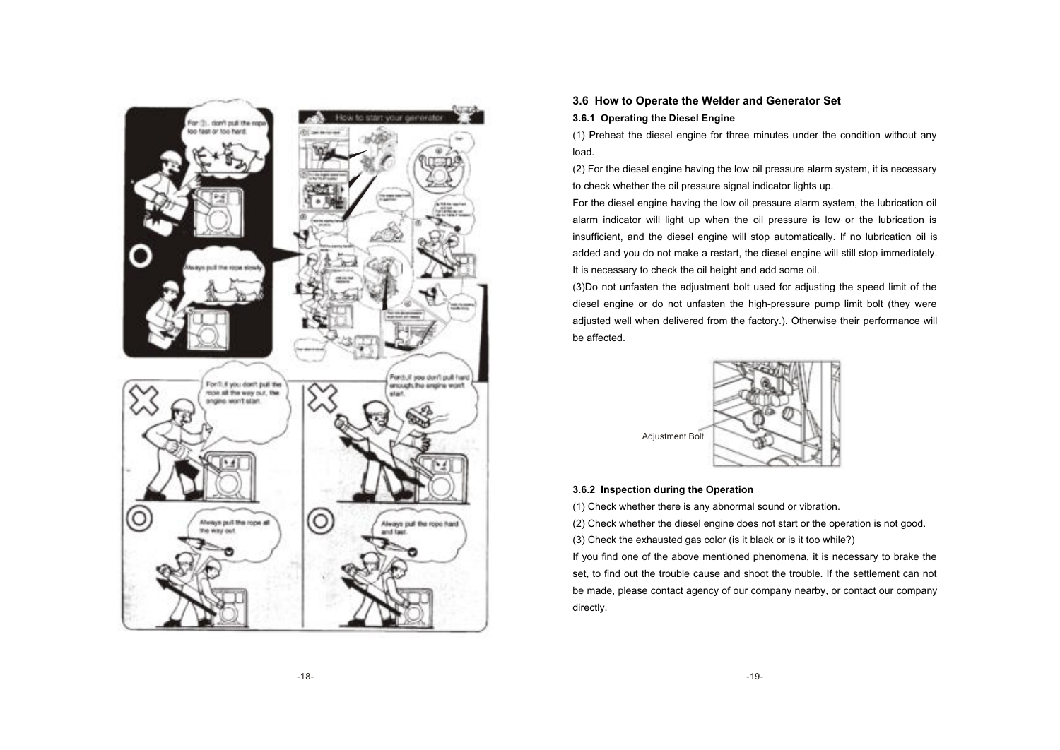## 3.6 How to Operate the Welder and Generator Set

### 3.6.1 Operating the Diesel Engine

(1) Preheat the diesel engine for three minutes under the condition without any load.

(2) For the diesel engine having the low oil pressure alarm system, it is necessary to check whether the oil pressure signal indicator lights up.

For the diesel engine having the low oil pressure alarm system, the lubrication oil alarm indicator will light up when the oil pressure is low or the lubrication is insufficient, and the diesel engine will stop automatically. If no lubrication oil is added and you do not make a restart, the diesel engine will still stop immediately. It is necessary to check the oil height and add some oil.

(3)Do not unfasten the adjustment bolt used for adjusting the speed limit of the diesel engine or do not unfasten the high-pressure pump limit bolt (they were adjusted well when delivered from the factory.). Otherwise their performance will be affected.

Adjustment Bolt

### 3.6.2 Inspection during the Operation

(1) Check whether there is any abnormal sound or vibration.

(2) Check whether the diesel engine does not start or the operation is not good.

(3) Check the exhausted gas color (is it black or is it too while?)

If you find one of the above mentioned phenomena, it is necessary to brake the set, to find out the trouble cause and shoot the trouble. If the settlement can not be made, please contact agency of our company nearby, or contact our company directly.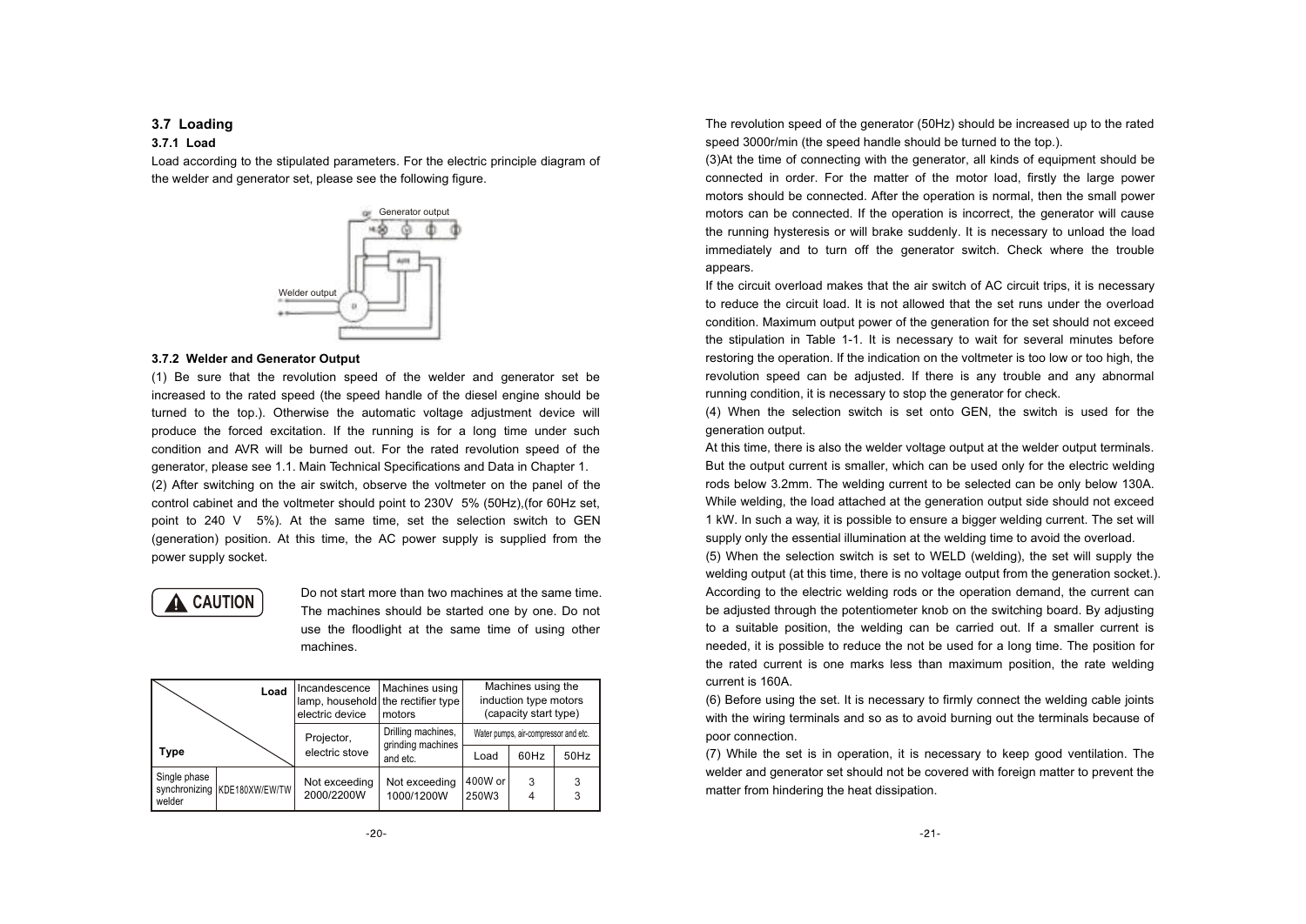### 3.7 Loading

#### 3.7.1 Load

Load according to the stipulated parameters. For the electric principle diagram of the welder and generator set, please see the following figure.

#### 3.7.2 Welder and Generator Output

(1) Be sure that the revolution speed of the welder and generator set be increased to the rated speed (the speed handle of the diesel engine should be turned to the top.). Otherwise the automatic voltage adjustment device will produce the forced excitation. If the running is for a long time under such condition and AVR will be burned out. For the rated revolution speed of the generator, please see 1.1. Main Technical Specifications and Data in Chapter 1.

(2) After switching on the air switch, observe the voltmeter on the panel of the control cabinet and the voltmeter should point to 230V 5% (50Hz),(for 60Hz set, point to 240 V 5%). At the same time, set the selection switch to GEN (generation) position. At this time, the AC power supply is supplied from the power supply socket.

**CAUTION**

Do not start more than two machines at the same time. The machines should be started one by one. Do not use the floodlight at the same time of using other machines.

| Type \ Load | | Incandescence lamp, household electric device | Machines using the rectifier type motors | Machines using the induction type motors (capacity start type) | | |
|---|---|---|---|---|---|---|
| | | Projector, electric stove | Drilling machines, grinding machines and etc. | Water pumps, air-compressor and etc. | | |
| | | | | Load | 60Hz | 50Hz |
| Single phase synchronizing welder | KDE180XW/EW/TW | Not exceeding 2000/2200W | Not exceeding 1000/1200W | 400W or 250W3 | 3<br>4 | 3<br>3 |

The revolution speed of the generator (50Hz) should be increased up to the rated speed 3000r/min (the speed handle should be turned to the top.).

(3)At the time of connecting with the generator, all kinds of equipment should be connected in order. For the matter of the motor load, firstly the large power motors should be connected. After the operation is normal, then the small power motors can be connected. If the operation is incorrect, the generator will cause the running hysteresis or will brake suddenly. It is necessary to unload the load immediately and to turn off the generator switch. Check where the trouble appears.

If the circuit overload makes that the air switch of AC circuit trips, it is necessary to reduce the circuit load. It is not allowed that the set runs under the overload condition. Maximum output power of the generation for the set should not exceed the stipulation in Table 1-1. It is necessary to wait for several minutes before restoring the operation. If the indication on the voltmeter is too low or too high, the revolution speed can be adjusted. If there is any trouble and any abnormal running condition, it is necessary to stop the generator for check.

(4) When the selection switch is set onto GEN, the switch is used for the generation output.

At this time, there is also the welder voltage output at the welder output terminals. But the output current is smaller, which can be used only for the electric welding rods below 3.2mm. The welding current to be selected can be only below 130A. While welding, the load attached at the generation output side should not exceed 1 kW. In such a way, it is possible to ensure a bigger welding current. The set will supply only the essential illumination at the welding time to avoid the overload.

(5) When the selection switch is set to WELD (welding), the set will supply the welding output (at this time, there is no voltage output from the generation socket.). According to the electric welding rods or the operation demand, the current can be adjusted through the potentiometer knob on the switching board. By adjusting to a suitable position, the welding can be carried out. If a smaller current is needed, it is possible to reduce the not be used for a long time. The position for the rated current is one marks less than maximum position, the rate welding current is 160A.

(6) Before using the set. It is necessary to firmly connect the welding cable joints with the wiring terminals and so as to avoid burning out the terminals because of poor connection.

(7) While the set is in operation, it is necessary to keep good ventilation. The welder and generator set should not be covered with foreign matter to prevent the matter from hindering the heat dissipation.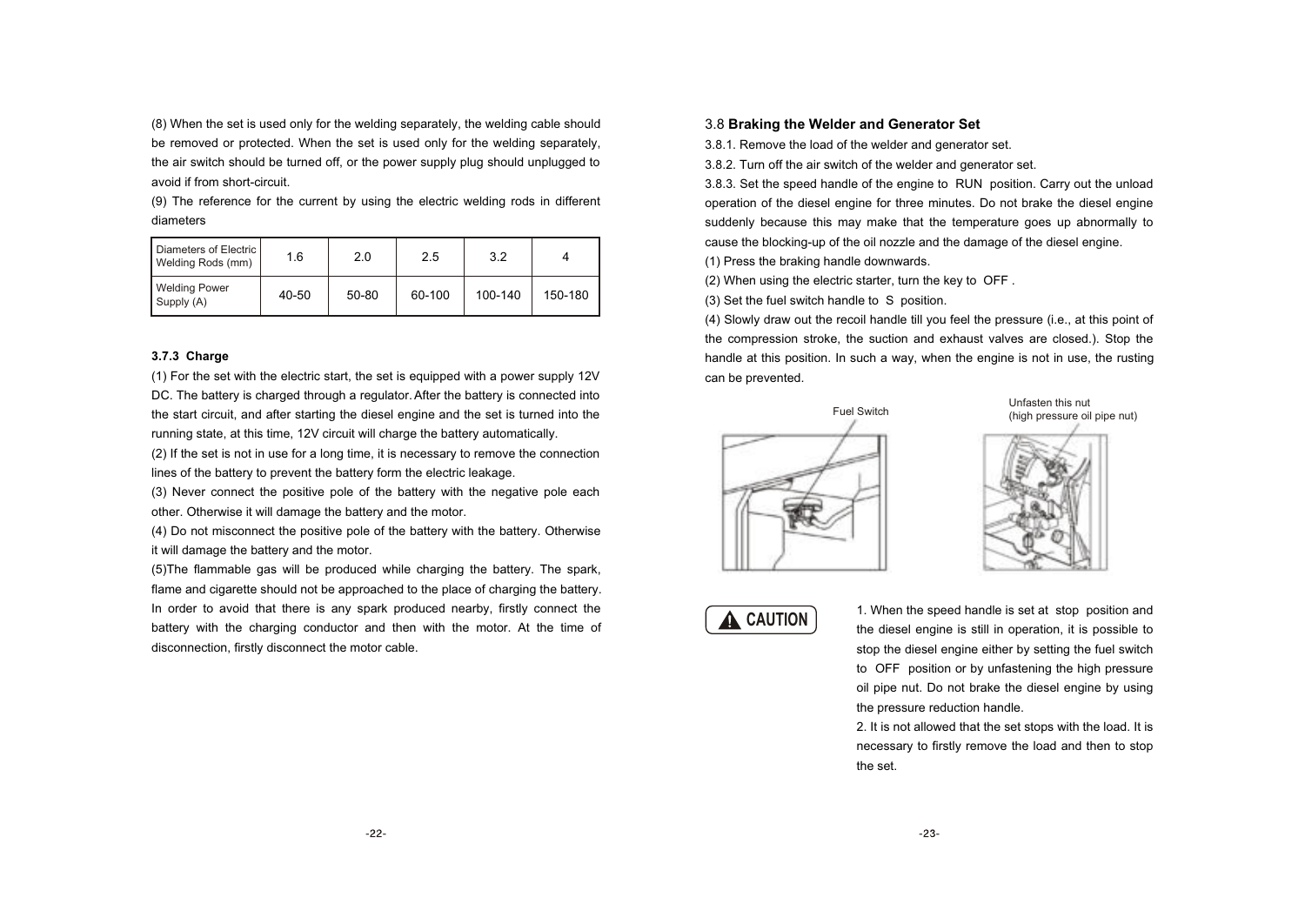(8) When the set is used only for the welding separately, the welding cable should be removed or protected. When the set is used only for the welding separately, the air switch should be turned off, or the power supply plug should unplugged to avoid if from short-circuit.

(9) The reference for the current by using the electric welding rods in different diameters

| Diameters of Electric Welding Rods (mm) | 1.6 | 2.0 | 2.5 | 3.2 | 4 |
|---|---|---|---|---|---|
| Welding Power Supply (A) | 40-50 | 50-80 | 60-100 | 100-140 | 150-180 |

**3.7.3 Charge**

(1) For the set with the electric start, the set is equipped with a power supply 12V DC. The battery is charged through a regulator. After the battery is connected into the start circuit, and after starting the diesel engine and the set is turned into the running state, at this time, 12V circuit will charge the battery automatically.

(2) If the set is not in use for a long time, it is necessary to remove the connection lines of the battery to prevent the battery form the electric leakage.

(3) Never connect the positive pole of the battery with the negative pole each other. Otherwise it will damage the battery and the motor.

(4) Do not misconnect the positive pole of the battery with the battery. Otherwise it will damage the battery and the motor.

(5)The flammable gas will be produced while charging the battery. The spark, flame and cigarette should not be approached to the place of charging the battery. In order to avoid that there is any spark produced nearby, firstly connect the battery with the charging conductor and then with the motor. At the time of disconnection, firstly disconnect the motor cable.

## 3.8 Braking the Welder and Generator Set

3.8.1. Remove the load of the welder and generator set.

3.8.2. Turn off the air switch of the welder and generator set.

3.8.3. Set the speed handle of the engine to RUN position. Carry out the unload operation of the diesel engine for three minutes. Do not brake the diesel engine suddenly because this may make that the temperature goes up abnormally to cause the blocking-up of the oil nozzle and the damage of the diesel engine.

(1) Press the braking handle downwards.

(2) When using the electric starter, turn the key to OFF .

(3) Set the fuel switch handle to S position.

(4) Slowly draw out the recoil handle till you feel the pressure (i.e., at this point of the compression stroke, the suction and exhaust valves are closed.). Stop the handle at this position. In such a way, when the engine is not in use, the rusting can be prevented.

Fuel Switch

Unfasten this nut (high pressure oil pipe nut)

**CAUTION**

1. When the speed handle is set at stop position and the diesel engine is still in operation, it is possible to stop the diesel engine either by setting the fuel switch to OFF position or by unfastening the high pressure oil pipe nut. Do not brake the diesel engine by using the pressure reduction handle.

2. It is not allowed that the set stops with the load. It is necessary to firstly remove the load and then to stop the set.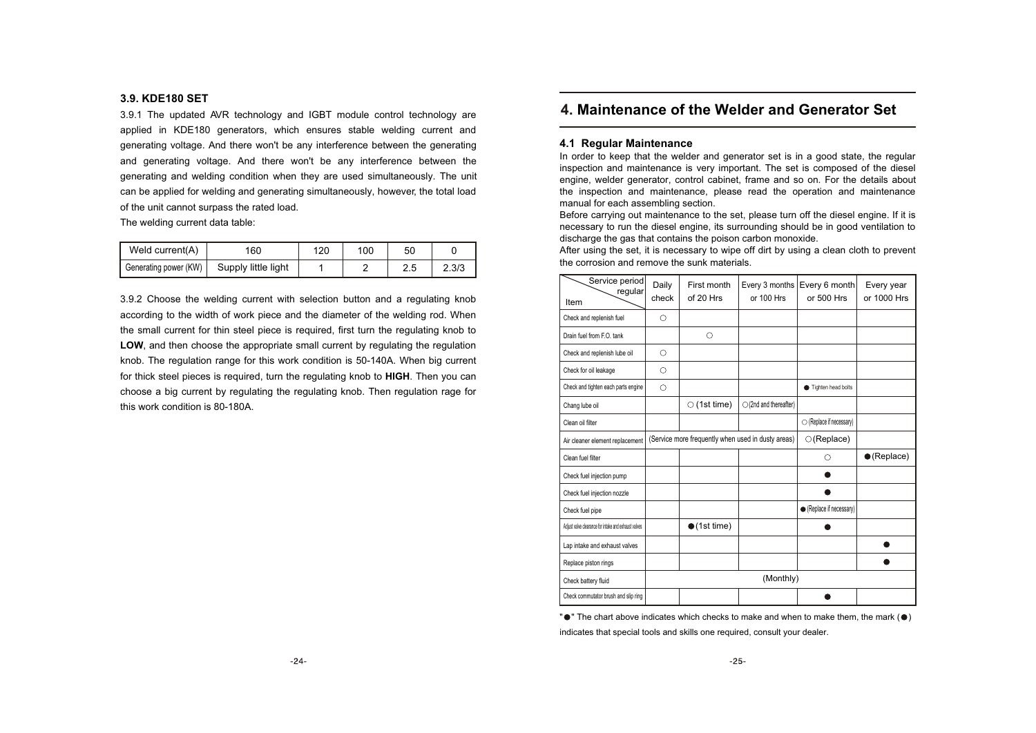### 3.9. KDE180 SET

3.9.1 The updated AVR technology and IGBT module control technology are applied in KDE180 generators, which ensures stable welding current and generating voltage. And there won't be any interference between the generating and generating voltage. And there won't be any interference between the generating and welding condition when they are used simultaneously. The unit can be applied for welding and generating simultaneously, however, the total load of the unit cannot surpass the rated load.

The welding current data table:

| Weld current(A) | 160 | 120 | 100 | 50 | 0 |
|---|---|---|---|---|---|
| Generating power (KW) | Supply little light | 1 | 2 | 2.5 | 2.3/3 |

3.9.2 Choose the welding current with selection button and a regulating knob according to the width of work piece and the diameter of the welding rod. When the small current for thin steel piece is required, first turn the regulating knob to **LOW**, and then choose the appropriate small current by regulating the regulation knob. The regulation range for this work condition is 50-140A. When big current for thick steel pieces is required, turn the regulating knob to **HIGH**. Then you can choose a big current by regulating the regulating knob. Then regulation rage for this work condition is 80-180A.

# 4. Maintenance of the Welder and Generator Set

## 4.1 Regular Maintenance

In order to keep that the welder and generator set is in a good state, the regular inspection and maintenance is very important. The set is composed of the diesel engine, welder generator, control cabinet, frame and so on. For the details about the inspection and maintenance, please read the operation and maintenance manual for each assembling section.

Before carrying out maintenance to the set, please turn off the diesel engine. If it is necessary to run the diesel engine, its surrounding should be in good ventilation to discharge the gas that contains the poison carbon monoxide.

After using the set, it is necessary to wipe off dirt by using a clean cloth to prevent the corrosion and remove the sunk materials.

| Item \ Service period regular | Daily check | First month of 20 Hrs | Every 3 months or 100 Hrs | Every 6 month or 500 Hrs | Every year or 1000 Hrs |
|---|---|---|---|---|---|
| Check and replenish fuel | ○ | | | | |
| Drain fuel from F.O. tank | | ○ | | | |
| Check and replenish lube oil | ○ | | | | |
| Check for oil leakage | ○ | | | | |
| Check and tighten each parts engine | ○ | | | ● Tighten head bolts | |
| Chang lube oil | | ○ (1st time) | ○(2nd and thereafter) | | |
| Clean oil filter | | | | ○ (Replace if necessary) | |
| Air cleaner element replacement | (Service more frequently when used in dusty areas) | | | ○(Replace) | |
| Clean fuel filter | | | | ○ | ●(Replace) |
| Check fuel injection pump | | | | ● | |
| Check fuel injection nozzle | | | | ● | |
| Check fuel pipe | | | | ● (Replace if necessary) | |
| Adjust valve clearance for intake and exhaust valves | | ●(1st time) | | ● | |
| Lap intake and exhaust valves | | | | | ● |
| Replace piston rings | | | | | ● |
| Check battery fluid | (Monthly) | | | | |
| Check commutator brush and slip ring | | | | ● | |

"●" The chart above indicates which checks to make and when to make them, the mark (●) indicates that special tools and skills one required, consult your dealer.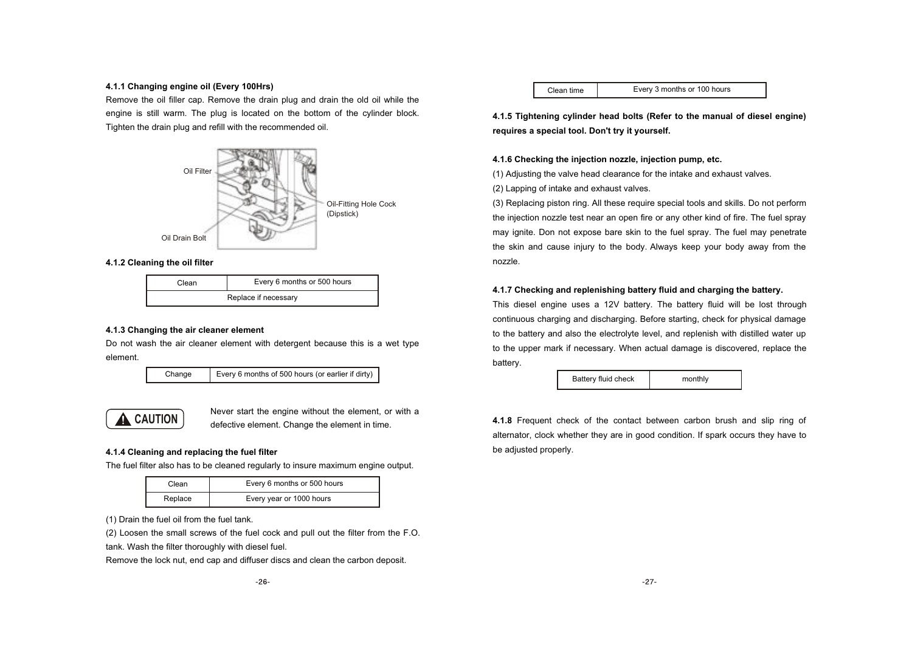**4.1.1 Changing engine oil (Every 100Hrs)**

Remove the oil filler cap. Remove the drain plug and drain the old oil while the engine is still warm. The plug is located on the bottom of the cylinder block. Tighten the drain plug and refill with the recommended oil.

Oil Filter

Oil-Fitting Hole Cock (Dipstick)

Oil Drain Bolt

**4.1.2 Cleaning the oil filter**

| Clean | Every 6 months or 500 hours |
|---|---|
| Replace if necessary | |

**4.1.3 Changing the air cleaner element**

Do not wash the air cleaner element with detergent because this is a wet type element.

| Change | Every 6 months of 500 hours (or earlier if dirty) |
|---|---|

**CAUTION** Never start the engine without the element, or with a defective element. Change the element in time.

**4.1.4 Cleaning and replacing the fuel filter**

The fuel filter also has to be cleaned regularly to insure maximum engine output.

| Clean | Every 6 months or 500 hours |
|---|---|
| Replace | Every year or 1000 hours |

(1) Drain the fuel oil from the fuel tank.

(2) Loosen the small screws of the fuel cock and pull out the filter from the F.O. tank. Wash the filter thoroughly with diesel fuel.

Remove the lock nut, end cap and diffuser discs and clean the carbon deposit.

| Clean time | Every 3 months or 100 hours |
|---|---|

**4.1.5 Tightening cylinder head bolts (Refer to the manual of diesel engine) requires a special tool. Don't try it yourself.**

**4.1.6 Checking the injection nozzle, injection pump, etc.**

(1) Adjusting the valve head clearance for the intake and exhaust valves.

(2) Lapping of intake and exhaust valves.

(3) Replacing piston ring. All these require special tools and skills. Do not perform the injection nozzle test near an open fire or any other kind of fire. The fuel spray may ignite. Don not expose bare skin to the fuel spray. The fuel may penetrate the skin and cause injury to the body. Always keep your body away from the nozzle.

**4.1.7 Checking and replenishing battery fluid and charging the battery.**

This diesel engine uses a 12V battery. The battery fluid will be lost through continuous charging and discharging. Before starting, check for physical damage to the battery and also the electrolyte level, and replenish with distilled water up to the upper mark if necessary. When actual damage is discovered, replace the battery.

| Battery fluid check | monthly |
|---|---|

**4.1.8** Frequent check of the contact between carbon brush and slip ring of alternator, clock whether they are in good condition. If spark occurs they have to be adjusted properly.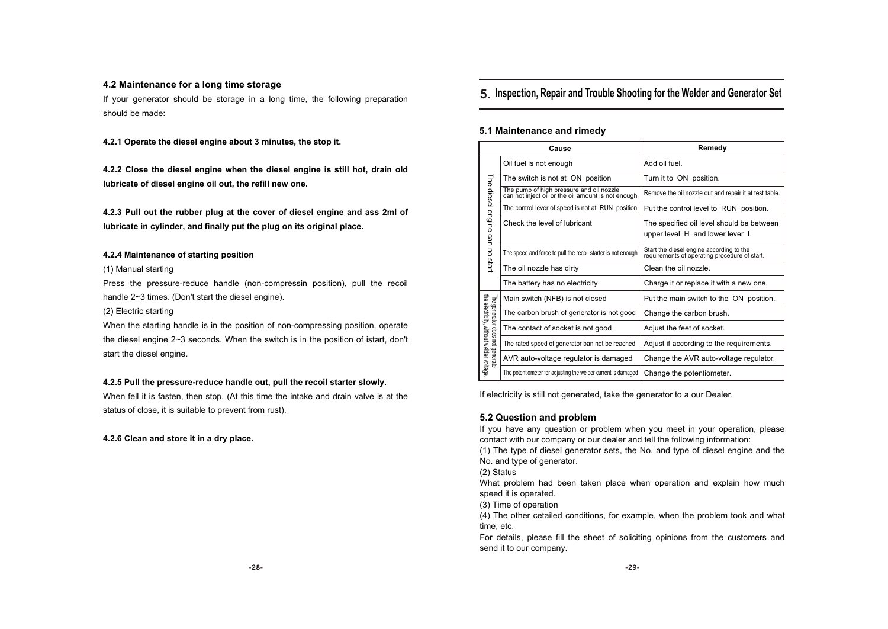### 4.2 Maintenance for a long time storage

If your generator should be storage in a long time, the following preparation should be made:

**4.2.1 Operate the diesel engine about 3 minutes, the stop it.**

**4.2.2 Close the diesel engine when the diesel engine is still hot, drain old lubricate of diesel engine oil out, the refill new one.**

**4.2.3 Pull out the rubber plug at the cover of diesel engine and ass 2ml of lubricate in cylinder, and finally put the plug on its original place.**

**4.2.4 Maintenance of starting position**

(1) Manual starting

Press the pressure-reduce handle (non-compressin position), pull the recoil handle 2~3 times. (Don't start the diesel engine).

(2) Electric starting

When the starting handle is in the position of non-compressing position, operate the diesel engine 2~3 seconds. When the switch is in the position of istart, don't start the diesel engine.

**4.2.5 Pull the pressure-reduce handle out, pull the recoil starter slowly.**

When fell it is fasten, then stop. (At this time the intake and drain valve is at the status of close, it is suitable to prevent from rust).

**4.2.6 Clean and store it in a dry place.**

# 5. Inspection, Repair and Trouble Shooting for the Welder and Generator Set

### 5.1 Maintenance and rimedy

| Cause | | Remedy |
|---|---|---|
| The diesel engine can no start | Oil fuel is not enough | Add oil fuel. |
| | The switch is not at ON position | Turn it to ON position. |
| | The pump of high pressure and oil nozzle can not inject oil or the oil amount is not enough | Remove the oil nozzle out and repair it at test table. |
| | The control lever of speed is not at RUN position | Put the control level to RUN position. |
| | Check the level of lubricant | The specified oil level should be between upper level H and lower lever L |
| | The speed and force to pull the recoil starter is not enough | Start the diesel engine according to the requirements of operating procedure of start. |
| | The oil nozzle has dirty | Clean the oil nozzle. |
| | The battery has no electricity | Charge it or replace it with a new one. |
| The generator does not generate the electricity without welder voltage. | Main switch (NFB) is not closed | Put the main switch to the ON position. |
| | The carbon brush of generator is not good | Change the carbon brush. |
| | The contact of socket is not good | Adjust the feet of socket. |
| | The rated speed of generator ban not be reached | Adjust if according to the requirements. |
| | AVR auto-voltage regulator is damaged | Change the AVR auto-voltage regulator. |
| | The potentiometer for adjusting the welder current is damaged | Change the potentiometer. |

If electricity is still not generated, take the generator to a our Dealer.

### 5.2 Question and problem

If you have any question or problem when you meet in your operation, please contact with our company or our dealer and tell the following information:

(1) The type of diesel generator sets, the No. and type of diesel engine and the No. and type of generator.

(2) Status

What problem had been taken place when operation and explain how much speed it is operated.

(3) Time of operation

(4) The other cetailed conditions, for example, when the problem took and what time, etc.

For details, please fill the sheet of soliciting opinions from the customers and send it to our company.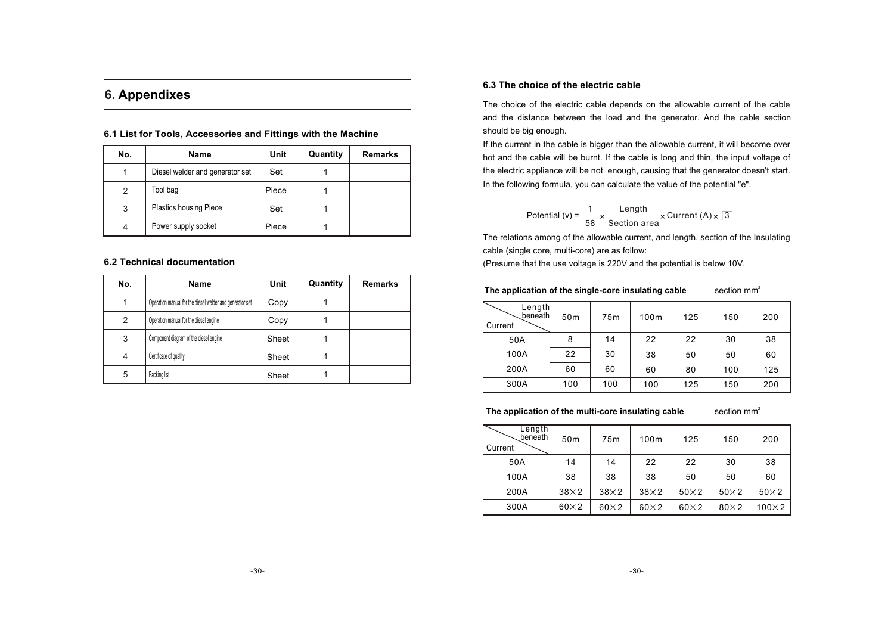# 6. Appendixes

## 6.1 List for Tools, Accessories and Fittings with the Machine

| No. | Name | Unit | Quantity | Remarks |
|---|---|---|---|---|
| 1 | Diesel welder and generator set | Set | 1 | |
| 2 | Tool bag | Piece | 1 | |
| 3 | Plastics housing Piece | Set | 1 | |
| 4 | Power supply socket | Piece | 1 | |

## 6.2 Technical documentation

| No. | Name | Unit | Quantity | Remarks |
|---|---|---|---|---|
| 1 | Operation manual for the diesel welder and generator set | Copy | 1 | |
| 2 | Operation manual for the diesel engine | Copy | 1 | |
| 3 | Component diagram of the diesel engine | Sheet | 1 | |
| 4 | Certificate of quality | Sheet | 1 | |
| 5 | Packing list | Sheet | 1 | |

## 6.3 The choice of the electric cable

The choice of the electric cable depends on the allowable current of the cable and the distance between the load and the generator. And the cable section should be big enough.

If the current in the cable is bigger than the allowable current, it will become over hot and the cable will be burnt. If the cable is long and thin, the input voltage of the electric appliance will be not enough, causing that the generator doesn't start. In the following formula, you can calculate the value of the potential "e".

$$\text{Potential (v)} = \frac{1}{58} \times \frac{\text{Length}}{\text{Section area}} \times \text{Current (A)} \times \sqrt{3}$$

The relations among of the allowable current, and length, section of the Insulating cable (single core, multi-core) are as follow:

(Presume that the use voltage is 220V and the potential is below 10V.

**The application of the single-core insulating cable** section $mm^2$

| Current \ Length beneath | 50m | 75m | 100m | 125 | 150 | 200 |
|---|---|---|---|---|---|---|
| 50A | 8 | 14 | 22 | 22 | 30 | 38 |
| 100A | 22 | 30 | 38 | 50 | 50 | 60 |
| 200A | 60 | 60 | 60 | 80 | 100 | 125 |
| 300A | 100 | 100 | 100 | 125 | 150 | 200 |

**The application of the multi-core insulating cable** section $mm^2$

| Current \ Length beneath | 50m | 75m | 100m | 125 | 150 | 200 |
|---|---|---|---|---|---|---|
| 50A | 14 | 14 | 22 | 22 | 30 | 38 |
| 100A | 38 | 38 | 38 | 50 | 50 | 60 |
| 200A | 38×2 | 38×2 | 38×2 | 50×2 | 50×2 | 50×2 |
| 300A | 60×2 | 60×2 | 60×2 | 60×2 | 80×2 | 100×2 |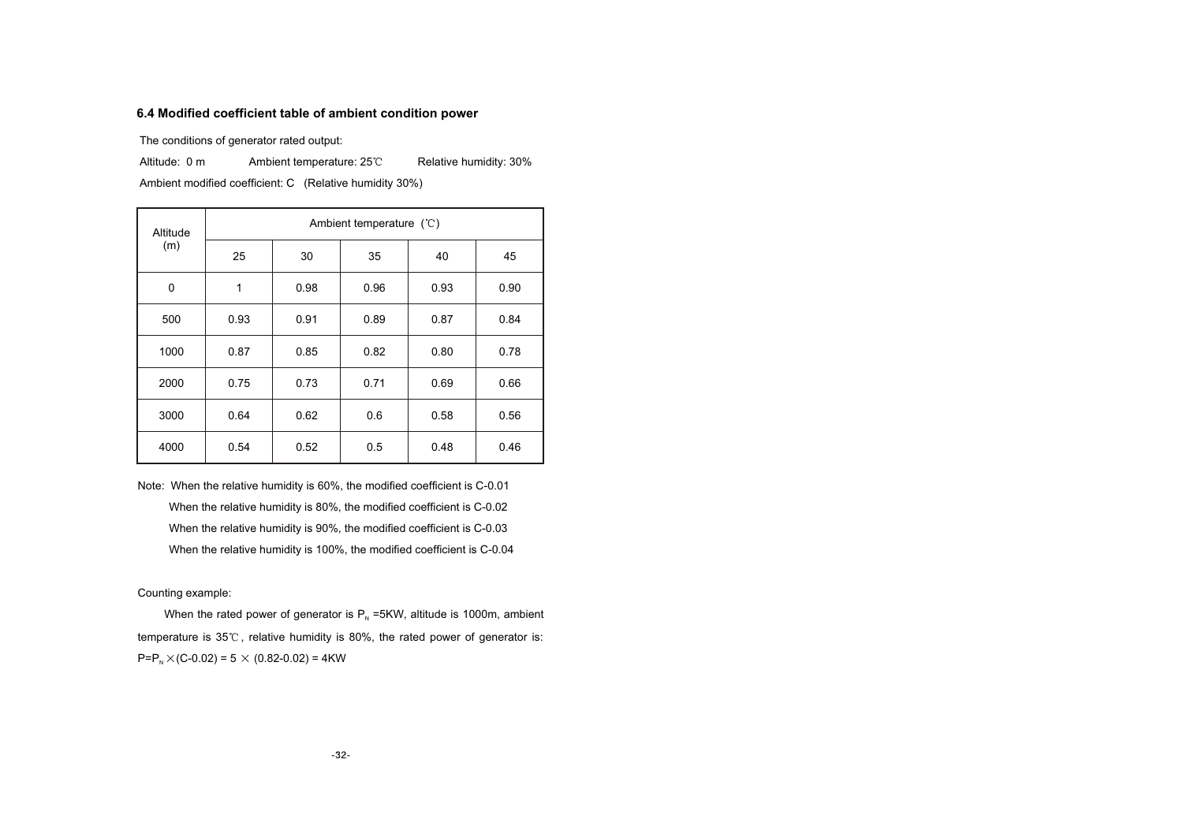### 6.4 Modified coefficient table of ambient condition power

The conditions of generator rated output:

Altitude: 0 m    Ambient temperature: 25℃    Relative humidity: 30%

Ambient modified coefficient: C (Relative humidity 30%)

| Altitude (m) | Ambient temperature (℃) | | | | |
|---|---|---|---|---|---|
| | 25 | 30 | 35 | 40 | 45 |
| 0 | 1 | 0.98 | 0.96 | 0.93 | 0.90 |
| 500 | 0.93 | 0.91 | 0.89 | 0.87 | 0.84 |
| 1000 | 0.87 | 0.85 | 0.82 | 0.80 | 0.78 |
| 2000 | 0.75 | 0.73 | 0.71 | 0.69 | 0.66 |
| 3000 | 0.64 | 0.62 | 0.6 | 0.58 | 0.56 |
| 4000 | 0.54 | 0.52 | 0.5 | 0.48 | 0.46 |

Note: When the relative humidity is 60%, the modified coefficient is C-0.01

When the relative humidity is 80%, the modified coefficient is C-0.02

When the relative humidity is 90%, the modified coefficient is C-0.03

When the relative humidity is 100%, the modified coefficient is C-0.04

Counting example:

When the rated power of generator is $P_N$ =5KW, altitude is 1000m, ambient temperature is 35℃, relative humidity is 80%, the rated power of generator is: $P=P_N \times (C-0.02) = 5 \times (0.82-0.02) = 4KW$